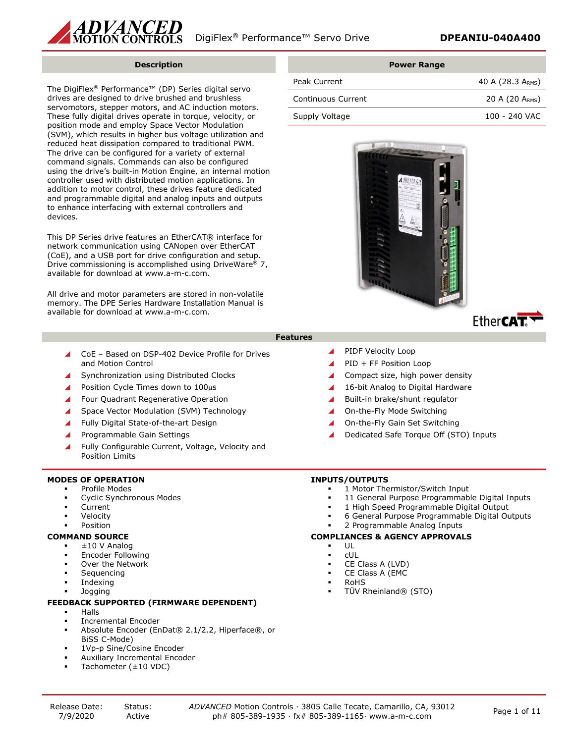# DigiFlex® Performance™ Servo Drive — DPEANIU-040A400

## Description

The DigiFlex® Performance™ (DP) Series digital servo drives are designed to drive brushed and brushless servomotors, stepper motors, and AC induction motors. These fully digital drives operate in torque, velocity, or position mode and employ Space Vector Modulation (SVM), which results in higher bus voltage utilization and reduced heat dissipation compared to traditional PWM. The drive can be configured for a variety of external command signals. Commands can also be configured using the drive's built-in Motion Engine, an internal motion controller used with distributed motion applications. In addition to motor control, these drives feature dedicated and programmable digital and analog inputs and outputs to enhance interfacing with external controllers and devices.

This DP Series drive features an EtherCAT® interface for network communication using CANopen over EtherCAT (CoE), and a USB port for drive configuration and setup. Drive commissioning is accomplished using DriveWare® 7, available for download at www.a-m-c.com.

All drive and motor parameters are stored in non-volatile memory. The DPE Series Hardware Installation Manual is available for download at www.a-m-c.com.

## Power Range

| Power Range | |
|---|---|
| Peak Current | 40 A (28.3 A RMS) |
| Continuous Current | 20 A (20 A RMS) |
| Supply Voltage | 100 - 240 VAC |

## Features

- CoE – Based on DSP-402 Device Profile for Drives and Motion Control
- Synchronization using Distributed Clocks
- Position Cycle Times down to 100µs
- Four Quadrant Regenerative Operation
- Space Vector Modulation (SVM) Technology
- Fully Digital State-of-the-art Design
- Programmable Gain Settings
- Fully Configurable Current, Voltage, Velocity and Position Limits
- PIDF Velocity Loop
- PID + FF Position Loop
- Compact size, high power density
- 16-bit Analog to Digital Hardware
- Built-in brake/shunt regulator
- On-the-Fly Mode Switching
- On-the-Fly Gain Set Switching
- Dedicated Safe Torque Off (STO) Inputs

### MODES OF OPERATION

- Profile Modes
- Cyclic Synchronous Modes
- Current
- Velocity
- Position

### COMMAND SOURCE

- ±10 V Analog
- Encoder Following
- Over the Network
- Sequencing
- Indexing
- Jogging

### FEEDBACK SUPPORTED (FIRMWARE DEPENDENT)

- Halls
- Incremental Encoder
- Absolute Encoder (EnDat® 2.1/2.2, Hiperface®, or BiSS C-Mode)
- 1Vp-p Sine/Cosine Encoder
- Auxiliary Incremental Encoder
- Tachometer (±10 VDC)

### INPUTS/OUTPUTS

- 1 Motor Thermistor/Switch Input
- 11 General Purpose Programmable Digital Inputs
- 1 High Speed Programmable Digital Output
- 6 General Purpose Programmable Digital Outputs
- 2 Programmable Analog Inputs

### COMPLIANCES & AGENCY APPROVALS

- UL
- cUL
- CE Class A (LVD)
- CE Class A (EMC
- RoHS
- TÜV Rheinland® (STO)

Release Date: 7/9/2020 | Status: Active

*ADVANCED* Motion Controls · 3805 Calle Tecate, Camarillo, CA, 93012
ph# 805-389-1935 · fx# 805-389-1165· www.a-m-c.com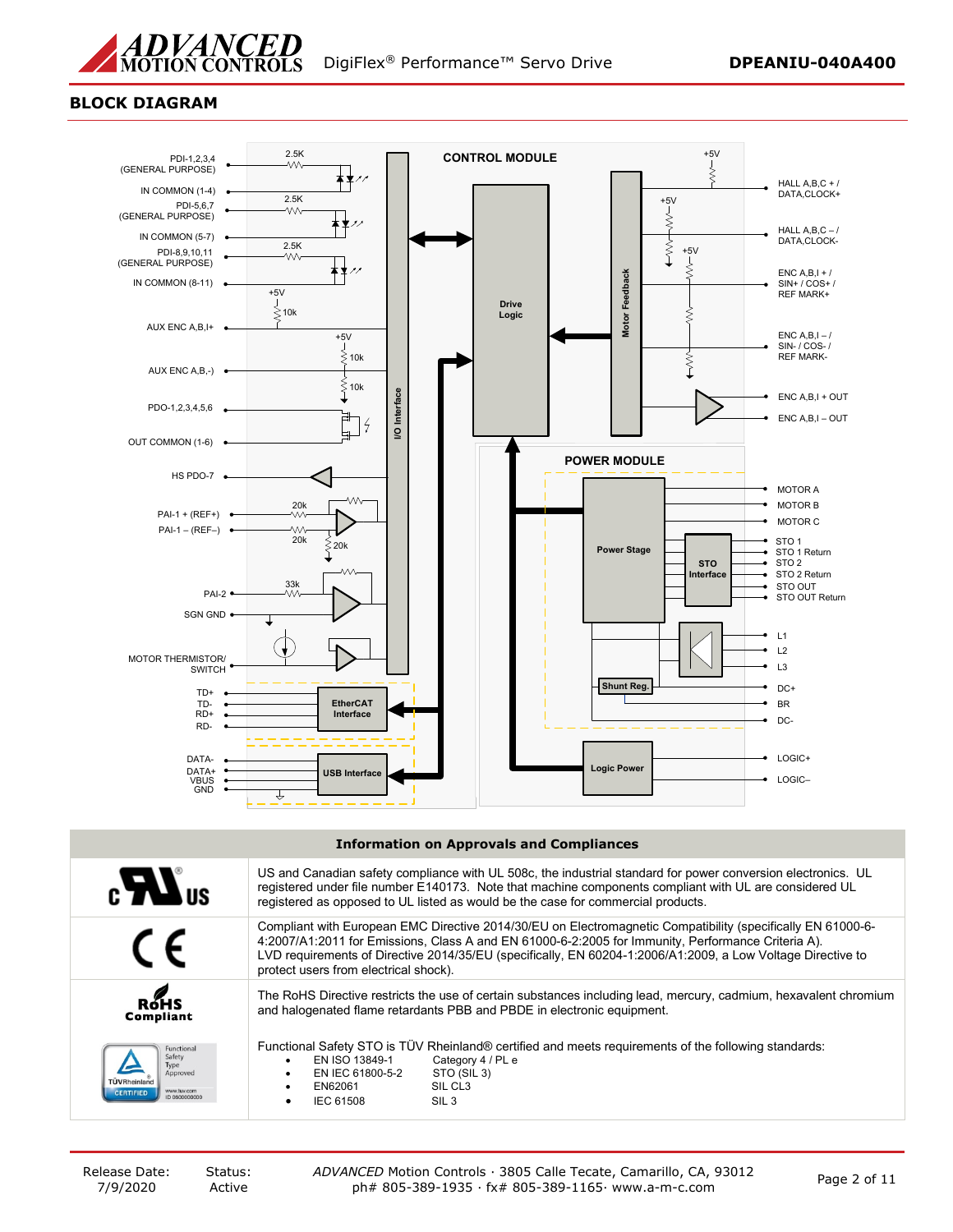## BLOCK DIAGRAM

PDI-1,2,3,4 (GENERAL PURPOSE)
IN COMMON (1-4)
PDI-5,6,7 (GENERAL PURPOSE)
IN COMMON (5-7)
PDI-8,9,10,11 (GENERAL PURPOSE)
IN COMMON (8-11)
AUX ENC A,B,I+
AUX ENC A,B,-)
PDO-1,2,3,4,5,6
OUT COMMON (1-6)
HS PDO-7
PAI-1 + (REF+)
PAI-1 – (REF–)
PAI-2
SGN GND
MOTOR THERMISTOR/ SWITCH
TD+
TD-
RD+
RD-
DATA-
DATA+
VBUS
GND

2.5K
2.5K
2.5K
+5V
10k
+5V
10k
10k
20k
20k
20k
33k

I/O Interface

CONTROL MODULE

Drive Logic

Motor Feedback

+5V
+5V
+5V

HALL A,B,C + / DATA,CLOCK+
HALL A,B,C – / DATA,CLOCK-
ENC A,B,I + / SIN+ / COS+ / REF MARK+
ENC A,B,I – / SIN- / COS- / REF MARK-
ENC A,B,I + OUT
ENC A,B,I – OUT

POWER MODULE

Power Stage

STO Interface

Shunt Reg.

EtherCAT Interface

USB Interface

Logic Power

MOTOR A
MOTOR B
MOTOR C
STO 1
STO 1 Return
STO 2
STO 2 Return
STO OUT
STO OUT Return
L1
L2
L3
DC+
BR
DC-
LOGIC+
LOGIC–

| Information on Approvals and Compliances | |
|---|---|
| c UL us | US and Canadian safety compliance with UL 508c, the industrial standard for power conversion electronics. UL registered under file number E140173. Note that machine components compliant with UL are considered UL registered as opposed to UL listed as would be the case for commercial products. |
| CE | Compliant with European EMC Directive 2014/30/EU on Electromagnetic Compatibility (specifically EN 61000-6-4:2007/A1:2011 for Emissions, Class A and EN 61000-6-2:2005 for Immunity, Performance Criteria A). LVD requirements of Directive 2014/35/EU (specifically, EN 60204-1:2006/A1:2009, a Low Voltage Directive to protect users from electrical shock). |
| RoHS Compliant | The RoHS Directive restricts the use of certain substances including lead, mercury, cadmium, hexavalent chromium and halogenated flame retardants PBB and PBDE in electronic equipment. |
| TÜVRheinland CERTIFIED Functional Safety Type Approved www.tuv.com ID 0600000000 | Functional Safety STO is TÜV Rheinland® certified and meets requirements of the following standards:<br>• EN ISO 13849-1 Category 4 / PL e<br>• EN IEC 61800-5-2 STO (SIL 3)<br>• EN62061 SIL CL3<br>• IEC 61508 SIL 3 |

Release Date: 7/9/2020

Status: Active

*ADVANCED* Motion Controls · 3805 Calle Tecate, Camarillo, CA, 93012
ph# 805-389-1935 · fx# 805-389-1165· www.a-m-c.com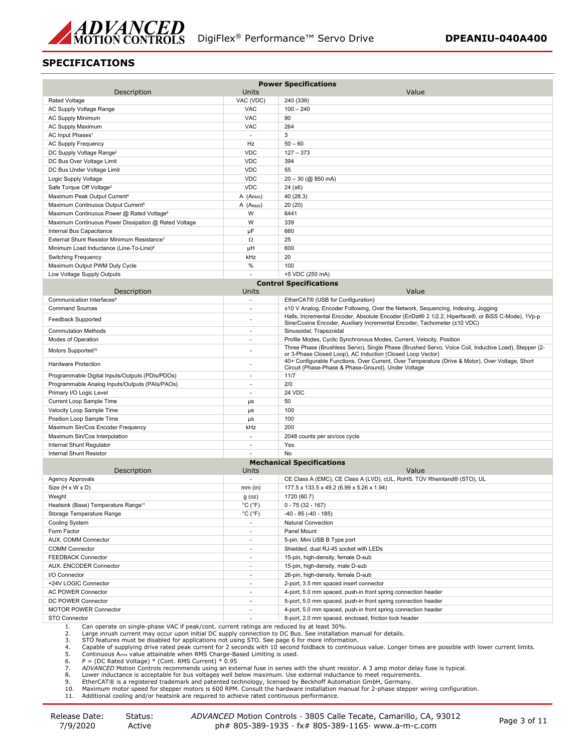## SPECIFICATIONS

| Power Specifications | | |
|---|---|---|
| **Description** | **Units** | **Value** |
| Rated Voltage | VAC (VDC) | 240 (339) |
| AC Supply Voltage Range | VAC | 100 – 240 |
| AC Supply Minimum | VAC | 90 |
| AC Supply Maximum | VAC | 264 |
| AC Input Phases[1] | - | 3 |
| AC Supply Frequency | Hz | 50 – 60 |
| DC Supply Voltage Range[2] | VDC | 127 – 373 |
| DC Bus Over Voltage Limit | VDC | 394 |
| DC Bus Under Voltage Limit | VDC | 55 |
| Logic Supply Voltage | VDC | 20 – 30 (@ 850 mA) |
| Safe Torque Off Voltage[3] | VDC | 24 (±6) |
| Maximum Peak Output Current[4] | A ($A_{RMS}$) | 40 (28.3) |
| Maximum Continuous Output Current[5] | A ($A_{RMS}$) | 20 (20) |
| Maximum Continuous Power @ Rated Voltage[6] | W | 6441 |
| Maximum Continuous Power Dissipation @ Rated Voltage | W | 339 |
| Internal Bus Capacitance | μF | 660 |
| External Shunt Resistor Minimum Resistance[7] | Ω | 25 |
| Minimum Load Inductance (Line-To-Line)[8] | μH | 600 |
| Switching Frequency | kHz | 20 |
| Maximum Output PWM Duty Cycle | % | 100 |
| Low Voltage Supply Outputs | - | +5 VDC (250 mA) |

| Control Specifications | | |
|---|---|---|
| **Description** | **Units** | **Value** |
| Communication Interfaces[9] | - | EtherCAT® (USB for Configuration) |
| Command Sources | - | ±10 V Analog, Encoder Following, Over the Network, Sequencing, Indexing, Jogging |
| Feedback Supported | - | Halls, Incremental Encoder, Absolute Encoder (EnDat® 2.1/2.2, Hiperface®, or BiSS C-Mode), 1Vp-p Sine/Cosine Encoder, Auxiliary Incremental Encoder, Tachometer (±10 VDC) |
| Commutation Methods | - | Sinusoidal, Trapezoidal |
| Modes of Operation | - | Profile Modes, Cyclic Synchronous Modes, Current, Velocity, Position |
| Motors Supported[10] | - | Three Phase (Brushless Servo), Single Phase (Brushed Servo, Voice Coil, Inductive Load), Stepper (2- or 3-Phase Closed Loop), AC Induction (Closed Loop Vector) |
| Hardware Protection | - | 40+ Configurable Functions, Over Current, Over Temperature (Drive & Motor), Over Voltage, Short Circuit (Phase-Phase & Phase-Ground), Under Voltage |
| Programmable Digital Inputs/Outputs (PDIs/PDOs) | - | 11/7 |
| Programmable Analog Inputs/Outputs (PAIs/PAOs) | - | 2/0 |
| Primary I/O Logic Level | - | 24 VDC |
| Current Loop Sample Time | μs | 50 |
| Velocity Loop Sample Time | μs | 100 |
| Position Loop Sample Time | μs | 100 |
| Maximum Sin/Cos Encoder Frequency | kHz | 200 |
| Maximum Sin/Cos Interpolation | - | 2048 counts per sin/cos cycle |
| Internal Shunt Regulator | - | Yes |
| Internal Shunt Resistor | - | No |

| Mechanical Specifications | | |
|---|---|---|
| **Description** | **Units** | **Value** |
| Agency Approvals | - | CE Class A (EMC), CE Class A (LVD), cUL, RoHS, TÜV Rheinland® (STO), UL |
| Size (H x W x D) | mm (in) | 177.5 x 133.5 x 49.2 (6.99 x 5.26 x 1.94) |
| Weight | g (oz) | 1720 (60.7) |
| Heatsink (Base) Temperature Range[11] | °C (°F) | 0 - 75 (32 - 167) |
| Storage Temperature Range | °C (°F) | -40 - 85 (-40 - 185) |
| Cooling System | - | Natural Convection |
| Form Factor | - | Panel Mount |
| AUX. COMM Connector | - | 5-pin, Mini USB B Type port |
| COMM Connector | - | Shielded, dual RJ-45 socket with LEDs |
| FEEDBACK Connector | - | 15-pin, high-density, female D-sub |
| AUX. ENCODER Connector | - | 15-pin, high-density, male D-sub |
| I/O Connector | - | 26-pin, high-density, female D-sub |
| +24V LOGIC Connector | - | 2-port, 3.5 mm spaced insert connector |
| AC POWER Connector | - | 4-port, 5.0 mm spaced, push-in front spring connection header |
| DC POWER Connector | - | 5-port, 5.0 mm spaced, push-in front spring connection header |
| MOTOR POWER Connector | - | 4-port, 5.0 mm spaced, push-in front spring connection header |
| STO Connector | - | 8-port, 2.0 mm spaced, enclosed, friction lock header |

1. Can operate on single-phase VAC if peak/cont. current ratings are reduced by at least 30%.
2. Large inrush current may occur upon initial DC supply connection to DC Bus. See installation manual for details.
3. STO features must be disabled for applications not using STO. See page 6 for more information.
4. Capable of supplying drive rated peak current for 2 seconds with 10 second foldback to continuous value. Longer times are possible with lower current limits.
5. Continuous $A_{rms}$ value attainable when RMS Charge-Based Limiting is used.
6. P = (DC Rated Voltage) * (Cont. RMS Current) * 0.95
7. *ADVANCED* Motion Controls recommends using an external fuse in series with the shunt resistor. A 3 amp motor delay fuse is typical.
8. Lower inductance is acceptable for bus voltages well below maximum. Use external inductance to meet requirements.
9. EtherCAT® is a registered trademark and patented technology, licensed by Beckhoff Automation GmbH, Germany.
10. Maximum motor speed for stepper motors is 600 RPM. Consult the hardware installation manual for 2-phase stepper wiring configuration.
11. Additional cooling and/or heatsink are required to achieve rated continuous performance.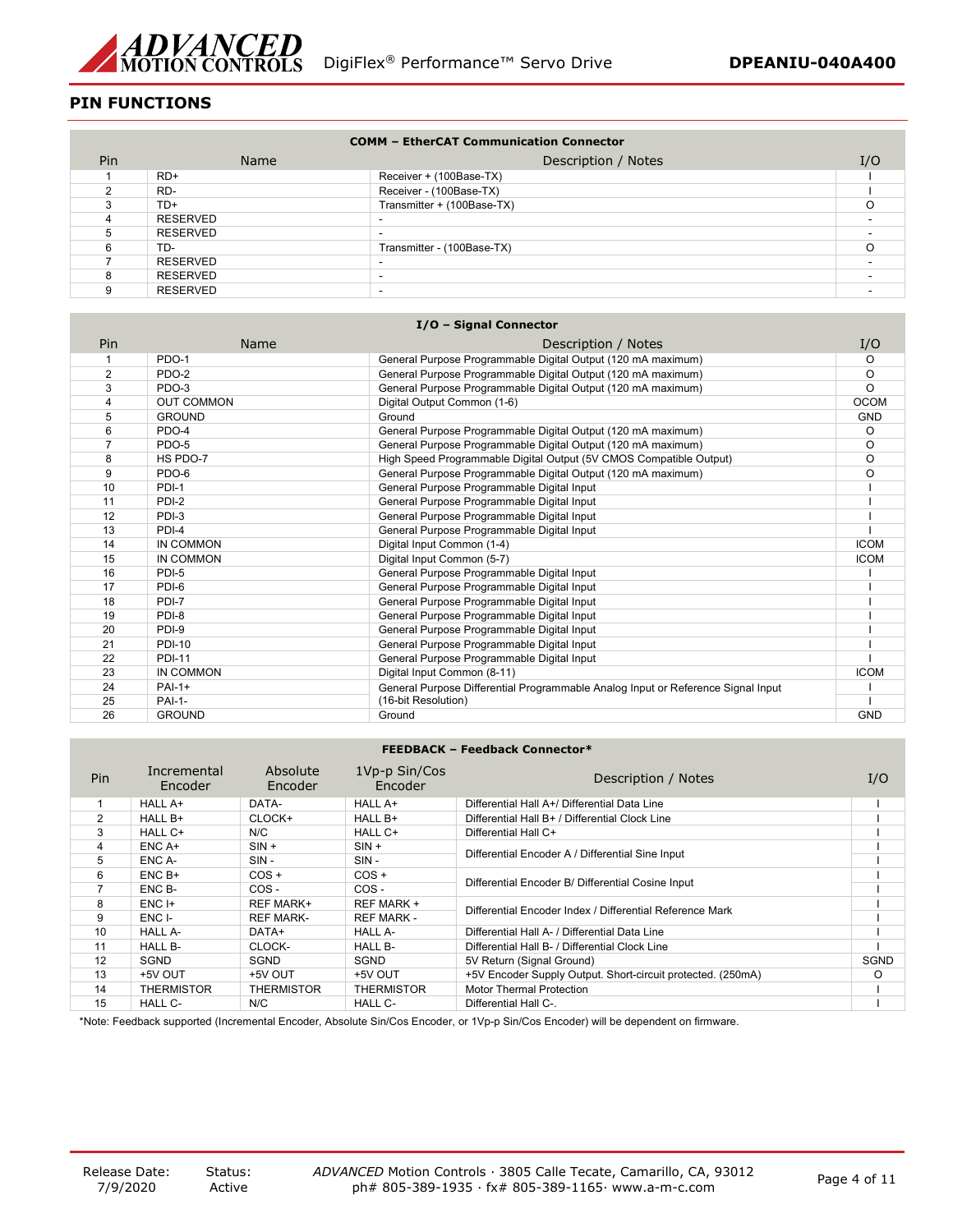## PIN FUNCTIONS

| COMM – EtherCAT Communication Connector | | | |
|---|---|---|---|
| Pin | Name | Description / Notes | I/O |
| 1 | RD+ | Receiver + (100Base-TX) | I |
| 2 | RD- | Receiver - (100Base-TX) | I |
| 3 | TD+ | Transmitter + (100Base-TX) | O |
| 4 | RESERVED | - | - |
| 5 | RESERVED | - | - |
| 6 | TD- | Transmitter - (100Base-TX) | O |
| 7 | RESERVED | - | - |
| 8 | RESERVED | - | - |
| 9 | RESERVED | - | - |

| I/O – Signal Connector | | | |
|---|---|---|---|
| Pin | Name | Description / Notes | I/O |
| 1 | PDO-1 | General Purpose Programmable Digital Output (120 mA maximum) | O |
| 2 | PDO-2 | General Purpose Programmable Digital Output (120 mA maximum) | O |
| 3 | PDO-3 | General Purpose Programmable Digital Output (120 mA maximum) | O |
| 4 | OUT COMMON | Digital Output Common (1-6) | OCOM |
| 5 | GROUND | Ground | GND |
| 6 | PDO-4 | General Purpose Programmable Digital Output (120 mA maximum) | O |
| 7 | PDO-5 | General Purpose Programmable Digital Output (120 mA maximum) | O |
| 8 | HS PDO-7 | High Speed Programmable Digital Output (5V CMOS Compatible Output) | O |
| 9 | PDO-6 | General Purpose Programmable Digital Output (120 mA maximum) | O |
| 10 | PDI-1 | General Purpose Programmable Digital Input | I |
| 11 | PDI-2 | General Purpose Programmable Digital Input | I |
| 12 | PDI-3 | General Purpose Programmable Digital Input | I |
| 13 | PDI-4 | General Purpose Programmable Digital Input | I |
| 14 | IN COMMON | Digital Input Common (1-4) | ICOM |
| 15 | IN COMMON | Digital Input Common (5-7) | ICOM |
| 16 | PDI-5 | General Purpose Programmable Digital Input | I |
| 17 | PDI-6 | General Purpose Programmable Digital Input | I |
| 18 | PDI-7 | General Purpose Programmable Digital Input | I |
| 19 | PDI-8 | General Purpose Programmable Digital Input | I |
| 20 | PDI-9 | General Purpose Programmable Digital Input | I |
| 21 | PDI-10 | General Purpose Programmable Digital Input | I |
| 22 | PDI-11 | General Purpose Programmable Digital Input | I |
| 23 | IN COMMON | Digital Input Common (8-11) | ICOM |
| 24 | PAI-1+ | General Purpose Differential Programmable Analog Input or Reference Signal Input (16-bit Resolution) | I |
| 25 | PAI-1- | | I |
| 26 | GROUND | Ground | GND |

| FEEDBACK – Feedback Connector* | | | | | |
|---|---|---|---|---|---|
| Pin | Incremental Encoder | Absolute Encoder | 1Vp-p Sin/Cos Encoder | Description / Notes | I/O |
| 1 | HALL A+ | DATA- | HALL A+ | Differential Hall A+/ Differential Data Line | I |
| 2 | HALL B+ | CLOCK+ | HALL B+ | Differential Hall B+ / Differential Clock Line | I |
| 3 | HALL C+ | N/C | HALL C+ | Differential Hall C+ | I |
| 4 | ENC A+ | SIN + | SIN + | Differential Encoder A / Differential Sine Input | I |
| 5 | ENC A- | SIN - | SIN - | | I |
| 6 | ENC B+ | COS + | COS + | Differential Encoder B/ Differential Cosine Input | I |
| 7 | ENC B- | COS - | COS - | | I |
| 8 | ENC I+ | REF MARK+ | REF MARK + | Differential Encoder Index / Differential Reference Mark | I |
| 9 | ENC I- | REF MARK- | REF MARK - | | I |
| 10 | HALL A- | DATA+ | HALL A- | Differential Hall A- / Differential Data Line | I |
| 11 | HALL B- | CLOCK- | HALL B- | Differential Hall B- / Differential Clock Line | I |
| 12 | SGND | SGND | SGND | 5V Return (Signal Ground) | SGND |
| 13 | +5V OUT | +5V OUT | +5V OUT | +5V Encoder Supply Output. Short-circuit protected. (250mA) | O |
| 14 | THERMISTOR | THERMISTOR | THERMISTOR | Motor Thermal Protection | I |
| 15 | HALL C- | N/C | HALL C- | Differential Hall C-. | I |

*Note: Feedback supported (Incremental Encoder, Absolute Sin/Cos Encoder, or 1Vp-p Sin/Cos Encoder) will be dependent on firmware.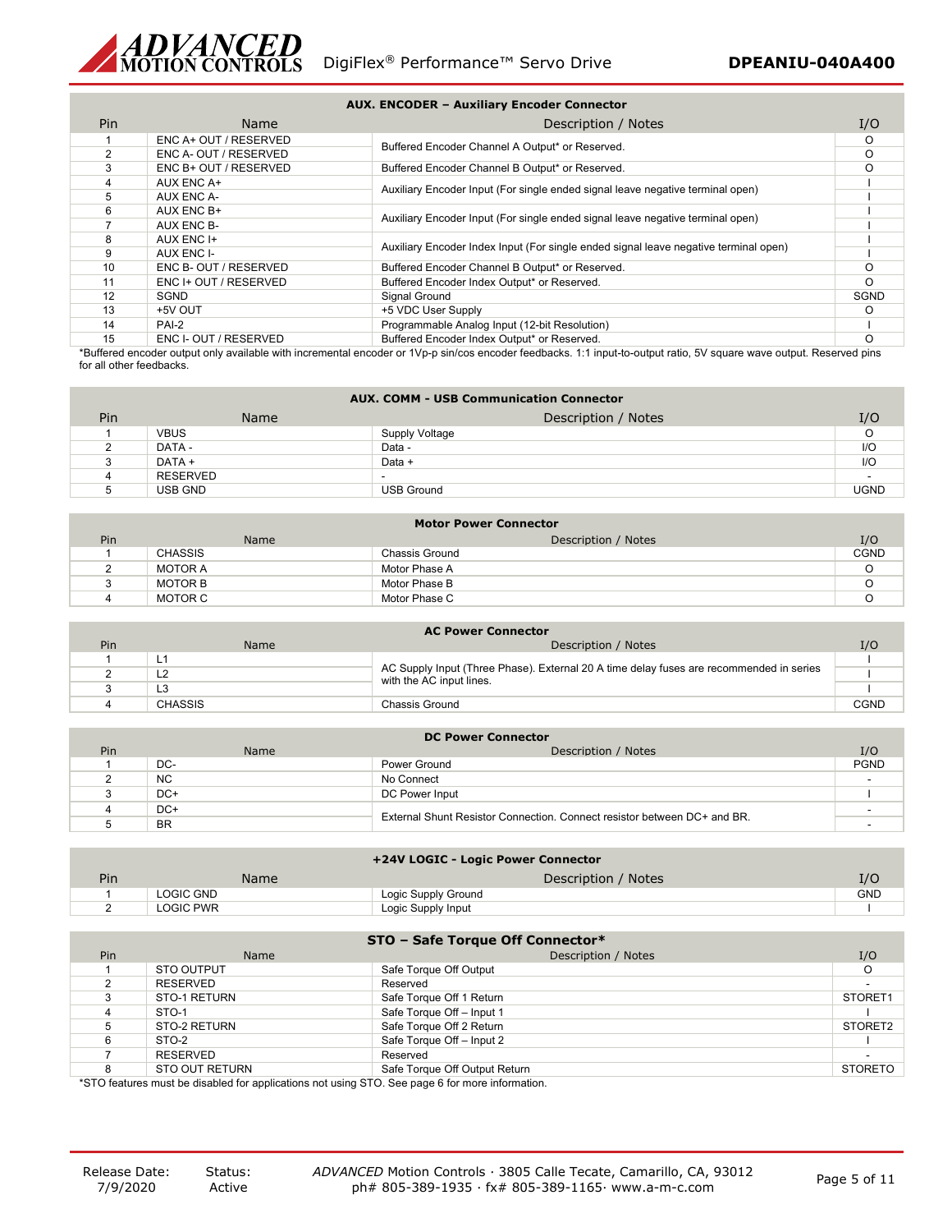| AUX. ENCODER – Auxiliary Encoder Connector | | | |
|---|---|---|---|
| Pin | Name | Description / Notes | I/O |
| 1 | ENC A+ OUT / RESERVED | Buffered Encoder Channel A Output* or Reserved. | O |
| 2 | ENC A- OUT / RESERVED | | O |
| 3 | ENC B+ OUT / RESERVED | Buffered Encoder Channel B Output* or Reserved. | O |
| 4 | AUX ENC A+ | Auxiliary Encoder Input (For single ended signal leave negative terminal open) | I |
| 5 | AUX ENC A- | | I |
| 6 | AUX ENC B+ | Auxiliary Encoder Input (For single ended signal leave negative terminal open) | I |
| 7 | AUX ENC B- | | I |
| 8 | AUX ENC I+ | Auxiliary Encoder Index Input (For single ended signal leave negative terminal open) | I |
| 9 | AUX ENC I- | | I |
| 10 | ENC B- OUT / RESERVED | Buffered Encoder Channel B Output* or Reserved. | O |
| 11 | ENC I+ OUT / RESERVED | Buffered Encoder Index Output* or Reserved. | O |
| 12 | SGND | Signal Ground | SGND |
| 13 | +5V OUT | +5 VDC User Supply | O |
| 14 | PAI-2 | Programmable Analog Input (12-bit Resolution) | I |
| 15 | ENC I- OUT / RESERVED | Buffered Encoder Index Output* or Reserved. | O |

*Buffered encoder output only available with incremental encoder or 1Vp-p sin/cos encoder feedbacks. 1:1 input-to-output ratio, 5V square wave output. Reserved pins for all other feedbacks.

| AUX. COMM - USB Communication Connector | | | |
|---|---|---|---|
| Pin | Name | Description / Notes | I/O |
| 1 | VBUS | Supply Voltage | O |
| 2 | DATA - | Data - | I/O |
| 3 | DATA + | Data + | I/O |
| 4 | RESERVED | - | - |
| 5 | USB GND | USB Ground | UGND |

| Motor Power Connector | | | |
|---|---|---|---|
| Pin | Name | Description / Notes | I/O |
| 1 | CHASSIS | Chassis Ground | CGND |
| 2 | MOTOR A | Motor Phase A | O |
| 3 | MOTOR B | Motor Phase B | O |
| 4 | MOTOR C | Motor Phase C | O |

| AC Power Connector | | | |
|---|---|---|---|
| Pin | Name | Description / Notes | I/O |
| 1 | L1 | AC Supply Input (Three Phase). External 20 A time delay fuses are recommended in series with the AC input lines. | I |
| 2 | L2 | | I |
| 3 | L3 | | I |
| 4 | CHASSIS | Chassis Ground | CGND |

| DC Power Connector | | | |
|---|---|---|---|
| Pin | Name | Description / Notes | I/O |
| 1 | DC- | Power Ground | PGND |
| 2 | NC | No Connect | - |
| 3 | DC+ | DC Power Input | I |
| 4 | DC+ | External Shunt Resistor Connection. Connect resistor between DC+ and BR. | - |
| 5 | BR | | - |

| +24V LOGIC - Logic Power Connector | | | |
|---|---|---|---|
| Pin | Name | Description / Notes | I/O |
| 1 | LOGIC GND | Logic Supply Ground | GND |
| 2 | LOGIC PWR | Logic Supply Input | I |

| STO – Safe Torque Off Connector* | | | |
|---|---|---|---|
| Pin | Name | Description / Notes | I/O |
| 1 | STO OUTPUT | Safe Torque Off Output | O |
| 2 | RESERVED | Reserved | - |
| 3 | STO-1 RETURN | Safe Torque Off 1 Return | STORET1 |
| 4 | STO-1 | Safe Torque Off – Input 1 | I |
| 5 | STO-2 RETURN | Safe Torque Off 2 Return | STORET2 |
| 6 | STO-2 | Safe Torque Off – Input 2 | I |
| 7 | RESERVED | Reserved | - |
| 8 | STO OUT RETURN | Safe Torque Off Output Return | STORETO |

*STO features must be disabled for applications not using STO. See page 6 for more information.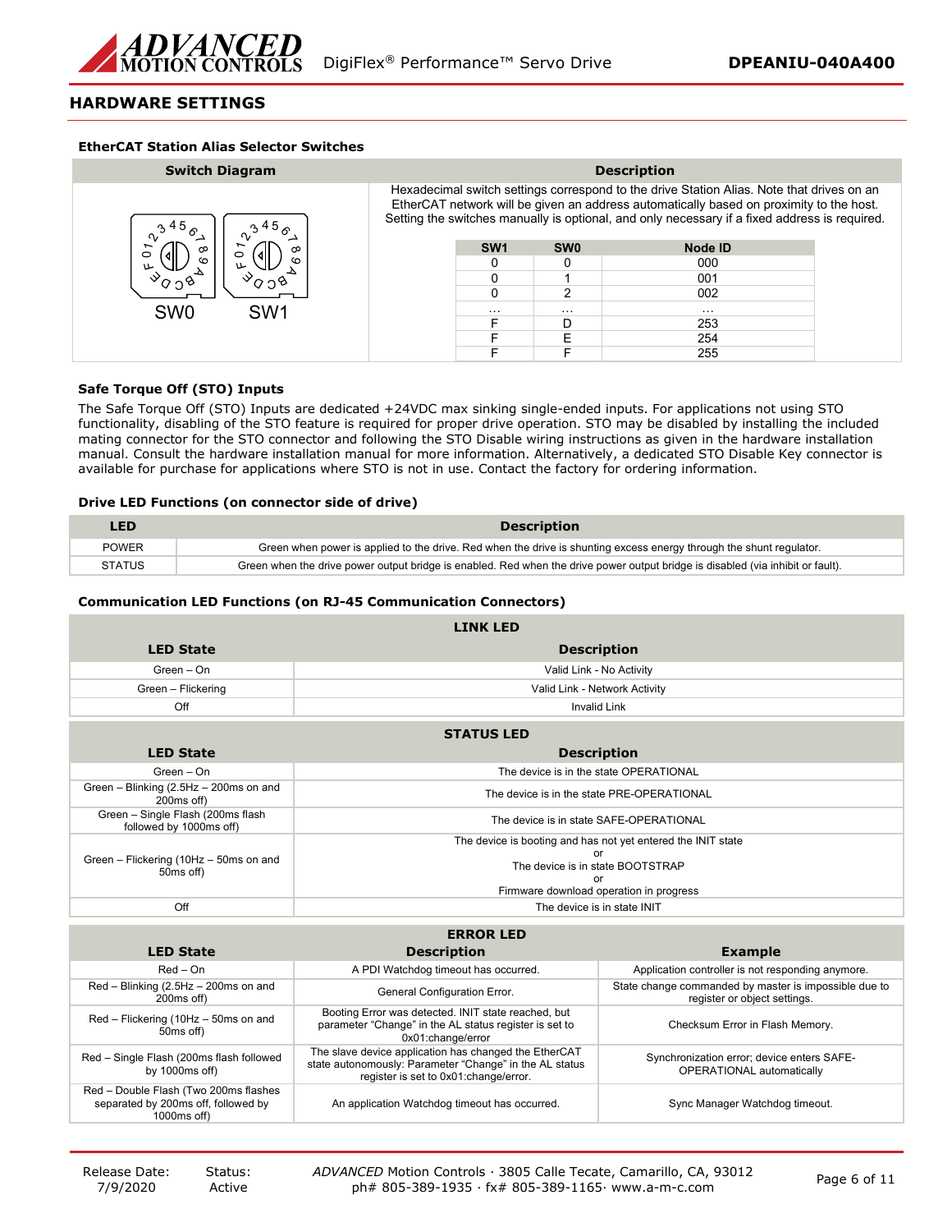## HARDWARE SETTINGS

### EtherCAT Station Alias Selector Switches

| Switch Diagram | Description |
|---|---|
| SW0 SW1 | Hexadecimal switch settings correspond to the drive Station Alias. Note that drives on an EtherCAT network will be given an address automatically based on proximity to the host. Setting the switches manually is optional, and only necessary if a fixed address is required. |

| SW1 | SW0 | Node ID |
|---|---|---|
| 0 | 0 | 000 |
| 0 | 1 | 001 |
| 0 | 2 | 002 |
| ... | ... | ... |
| F | D | 253 |
| F | E | 254 |
| F | F | 255 |

### Safe Torque Off (STO) Inputs

The Safe Torque Off (STO) Inputs are dedicated +24VDC max sinking single-ended inputs. For applications not using STO functionality, disabling of the STO feature is required for proper drive operation. STO may be disabled by installing the included mating connector for the STO connector and following the STO Disable wiring instructions as given in the hardware installation manual. Consult the hardware installation manual for more information. Alternatively, a dedicated STO Disable Key connector is available for purchase for applications where STO is not in use. Contact the factory for ordering information.

### Drive LED Functions (on connector side of drive)

| LED | Description |
|---|---|
| POWER | Green when power is applied to the drive. Red when the drive is shunting excess energy through the shunt regulator. |
| STATUS | Green when the drive power output bridge is enabled. Red when the drive power output bridge is disabled (via inhibit or fault). |

### Communication LED Functions (on RJ-45 Communication Connectors)

**LINK LED**

| LED State | Description |
|---|---|
| Green – On | Valid Link - No Activity |
| Green – Flickering | Valid Link - Network Activity |
| Off | Invalid Link |

**STATUS LED**

| LED State | Description |
|---|---|
| Green – On | The device is in the state OPERATIONAL |
| Green – Blinking (2.5Hz – 200ms on and 200ms off) | The device is in the state PRE-OPERATIONAL |
| Green – Single Flash (200ms flash followed by 1000ms off) | The device is in state SAFE-OPERATIONAL |
| Green – Flickering (10Hz – 50ms on and 50ms off) | The device is booting and has not yet entered the INIT state or The device is in state BOOTSTRAP or Firmware download operation in progress |
| Off | The device is in state INIT |

**ERROR LED**

| LED State | Description | Example |
|---|---|---|
| Red – On | A PDI Watchdog timeout has occurred. | Application controller is not responding anymore. |
| Red – Blinking (2.5Hz – 200ms on and 200ms off) | General Configuration Error. | State change commanded by master is impossible due to register or object settings. |
| Red – Flickering (10Hz – 50ms on and 50ms off) | Booting Error was detected. INIT state reached, but parameter "Change" in the AL status register is set to 0x01:change/error | Checksum Error in Flash Memory. |
| Red – Single Flash (200ms flash followed by 1000ms off) | The slave device application has changed the EtherCAT state autonomously: Parameter "Change" in the AL status register is set to 0x01:change/error. | Synchronization error; device enters SAFE-OPERATIONAL automatically |
| Red – Double Flash (Two 200ms flashes separated by 200ms off, followed by 1000ms off) | An application Watchdog timeout has occurred. | Sync Manager Watchdog timeout. |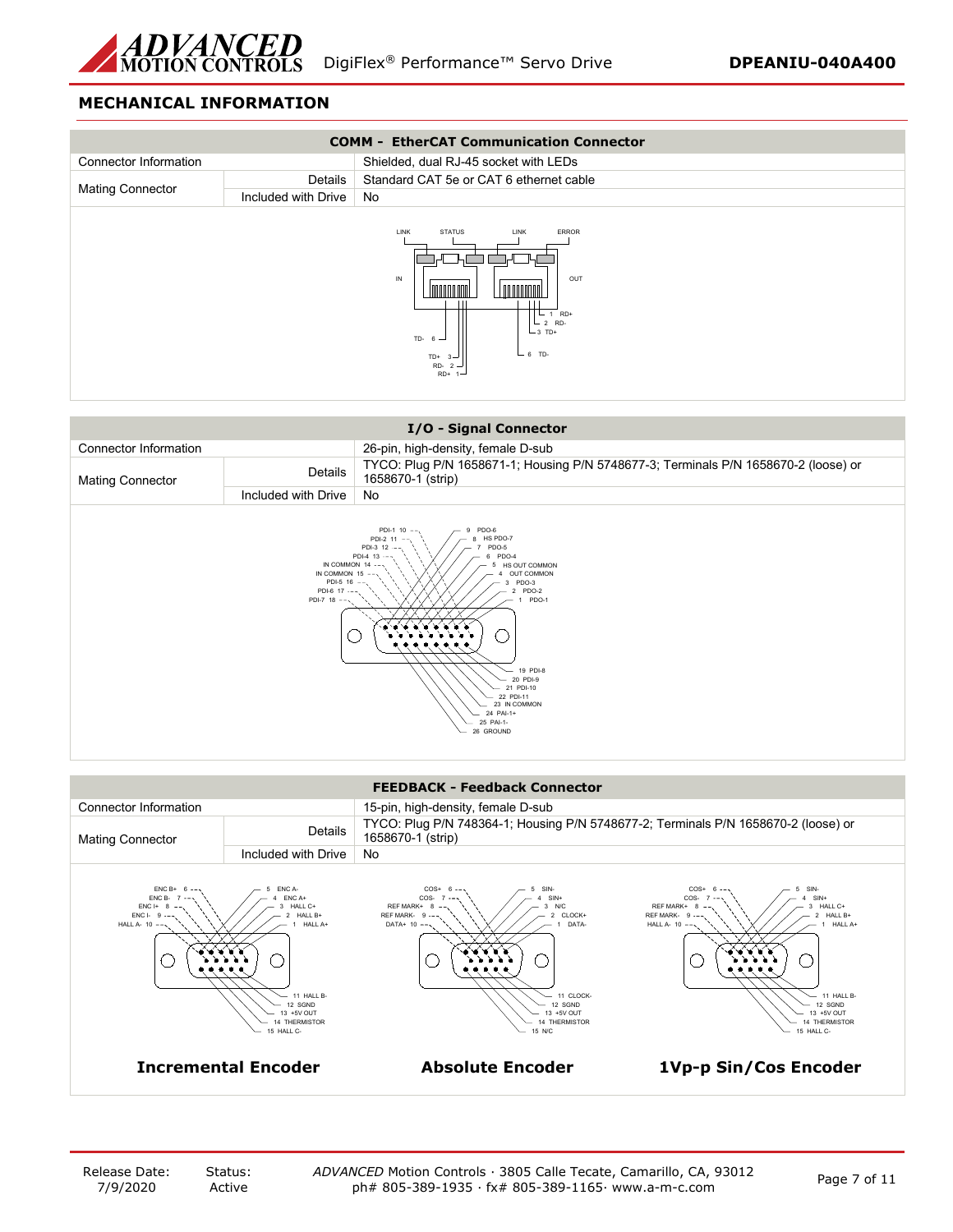## MECHANICAL INFORMATION

| COMM - EtherCAT Communication Connector | | |
|---|---|---|
| Connector Information | | Shielded, dual RJ-45 socket with LEDs |
| Mating Connector | Details | Standard CAT 5e or CAT 6 ethernet cable |
| | Included with Drive | No |

LINK STATUS LINK ERROR

IN OUT

1 RD+
2 RD-
3 TD+
6 TD-

TD- 6
TD+ 3
RD- 2
RD+ 1

| I/O - Signal Connector | | |
|---|---|---|
| Connector Information | | 26-pin, high-density, female D-sub |
| Mating Connector | Details | TYCO: Plug P/N 1658671-1; Housing P/N 5748677-3; Terminals P/N 1658670-2 (loose) or 1658670-1 (strip) |
| | Included with Drive | No |

PDI-1 10
PDI-2 11
PDI-3 12
PDI-4 13
IN COMMON 14
IN COMMON 15
PDI-5 16
PDI-6 17
PDI-7 18

9 PDO-6
8 HS PDO-7
7 PDO-5
6 PDO-4
5 HS OUT COMMON
4 OUT COMMON
3 PDO-3
2 PDO-2
1 PDO-1

19 PDI-8
20 PDI-9
21 PDI-10
22 PDI-11
23 IN COMMON
24 PAI-1+
25 PAI-1-
26 GROUND

| FEEDBACK - Feedback Connector | | |
|---|---|---|
| Connector Information | | 15-pin, high-density, female D-sub |
| Mating Connector | Details | TYCO: Plug P/N 748364-1; Housing P/N 5748677-2; Terminals P/N 1658670-2 (loose) or 1658670-1 (strip) |
| | Included with Drive | No |

**Incremental Encoder**

ENC B+ 6
ENC B- 7
ENC I+ 8
ENC I- 9
HALL A- 10

5 ENC A-
4 ENC A+
3 HALL C+
2 HALL B+
1 HALL A+

11 HALL B-
12 SGND
13 +5V OUT
14 THERMISTOR
15 HALL C-

**Absolute Encoder**

COS+ 6
COS- 7
REF MARK+ 8
REF MARK- 9
DATA+ 10

5 SIN-
4 SIN+
3 N/C
2 CLOCK+
1 DATA-

11 CLOCK-
12 SGND
13 +5V OUT
14 THERMISTOR
15 N/C

**1Vp-p Sin/Cos Encoder**

COS+ 6
COS- 7
REF MARK+ 8
REF MARK- 9
HALL A- 10

5 SIN-
4 SIN+
3 HALL C+
2 HALL B+
1 HALL A+

11 HALL B-
12 SGND
13 +5V OUT
14 THERMISTOR
15 HALL C-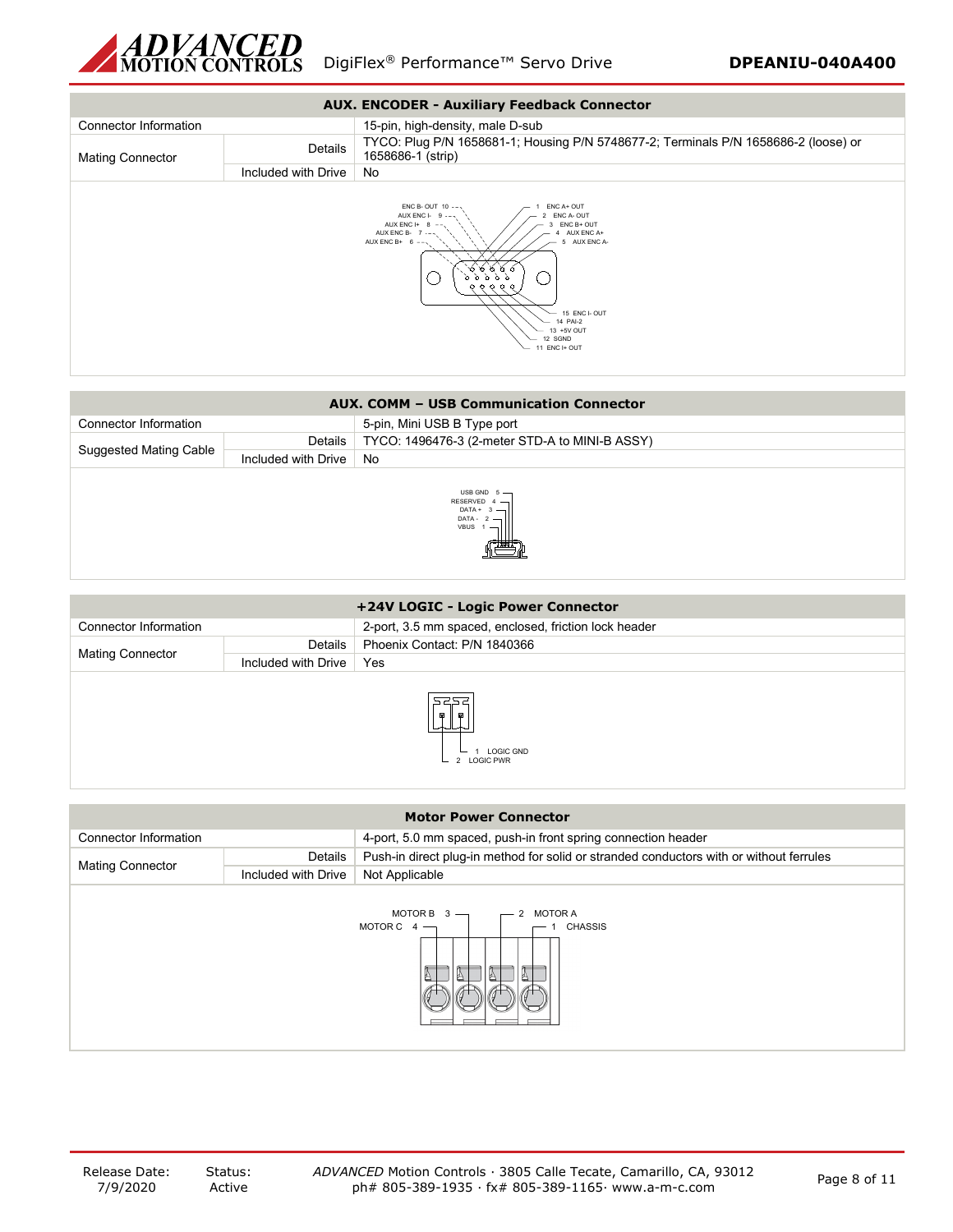## AUX. ENCODER - Auxiliary Feedback Connector

| Connector Information | | 15-pin, high-density, male D-sub |
|---|---|---|
| Mating Connector | Details | TYCO: Plug P/N 1658681-1; Housing P/N 5748677-2; Terminals P/N 1658686-2 (loose) or 1658686-1 (strip) |
| | Included with Drive | No |

ENC B- OUT 10
AUX ENC I- 9
AUX ENC I+ 8
AUX ENC B- 7
AUX ENC B+ 6
1 ENC A+ OUT
2 ENC A- OUT
3 ENC B+ OUT
4 AUX ENC A+
5 AUX ENC A-
15 ENC I- OUT
14 PAI-2
13 +5V OUT
12 SGND
11 ENC I+ OUT

## AUX. COMM – USB Communication Connector

| Connector Information | | 5-pin, Mini USB B Type port |
|---|---|---|
| Suggested Mating Cable | Details | TYCO: 1496476-3 (2-meter STD-A to MINI-B ASSY) |
| | Included with Drive | No |

USB GND 5
RESERVED 4
DATA + 3
DATA - 2
VBUS 1

## +24V LOGIC - Logic Power Connector

| Connector Information | | 2-port, 3.5 mm spaced, enclosed, friction lock header |
|---|---|---|
| Mating Connector | Details | Phoenix Contact: P/N 1840366 |
| | Included with Drive | Yes |

1 LOGIC GND
2 LOGIC PWR

## Motor Power Connector

| Connector Information | | 4-port, 5.0 mm spaced, push-in front spring connection header |
|---|---|---|
| Mating Connector | Details | Push-in direct plug-in method for solid or stranded conductors with or without ferrules |
| | Included with Drive | Not Applicable |

MOTOR B 3
MOTOR C 4
2 MOTOR A
1 CHASSIS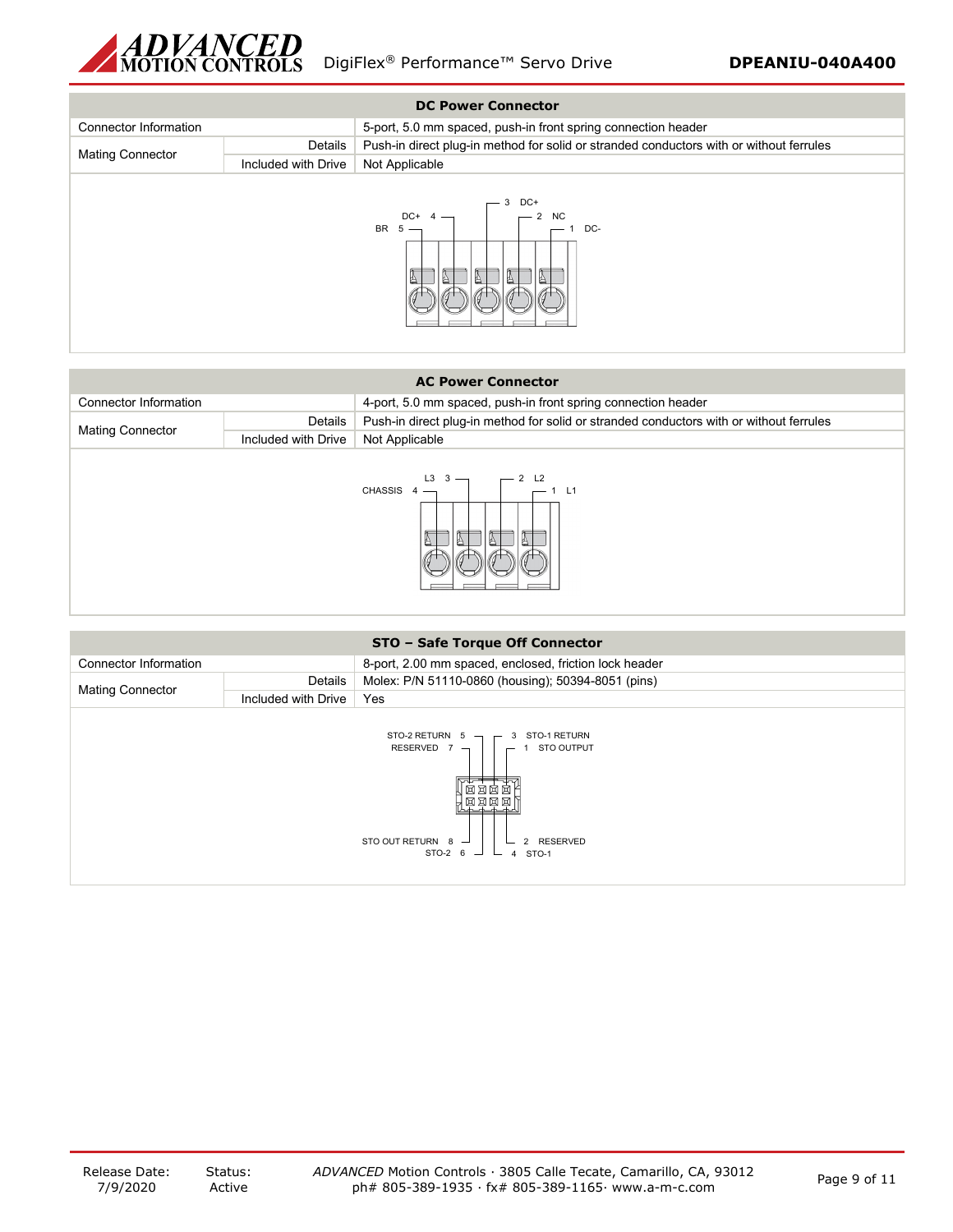| DC Power Connector | | |
|---|---|---|
| Connector Information | | 5-port, 5.0 mm spaced, push-in front spring connection header |
| Mating Connector | Details | Push-in direct plug-in method for solid or stranded conductors with or without ferrules |
| | Included with Drive | Not Applicable |

BR 5, DC+ 4, 3 DC+, 2 NC, 1 DC-

| AC Power Connector | | |
|---|---|---|
| Connector Information | | 4-port, 5.0 mm spaced, push-in front spring connection header |
| Mating Connector | Details | Push-in direct plug-in method for solid or stranded conductors with or without ferrules |
| | Included with Drive | Not Applicable |

CHASSIS 4, L3 3, 2 L2, 1 L1

| STO – Safe Torque Off Connector | | |
|---|---|---|
| Connector Information | | 8-port, 2.00 mm spaced, enclosed, friction lock header |
| Mating Connector | Details | Molex: P/N 51110-0860 (housing); 50394-8051 (pins) |
| | Included with Drive | Yes |

STO-2 RETURN 5, RESERVED 7, 3 STO-1 RETURN, 1 STO OUTPUT, STO OUT RETURN 8, STO-2 6, 2 RESERVED, 4 STO-1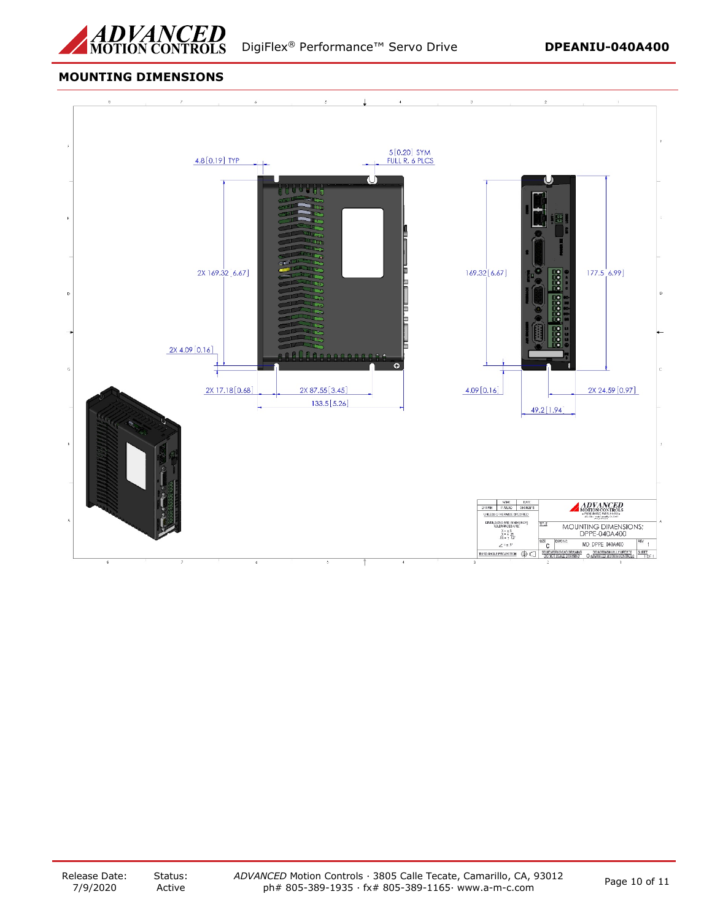## MOUNTING DIMENSIONS

4.8 [0.19] TYP

5 [0.20] SYM
FULL R, 6 PLCS

2X 169.32 [6.67]

169.32 [6.67]

177.5 [6.99]

2X 4.09 [0.16]

2X 17.18 [0.68]

2X 87.55 [3.45]

133.5 [5.26]

4.09 [0.16]

2X 24.59 [0.97]

49.2 [1.94]

MOUNTING DIMENSIONS:
DPPE-040A400

MD DPPE 040A400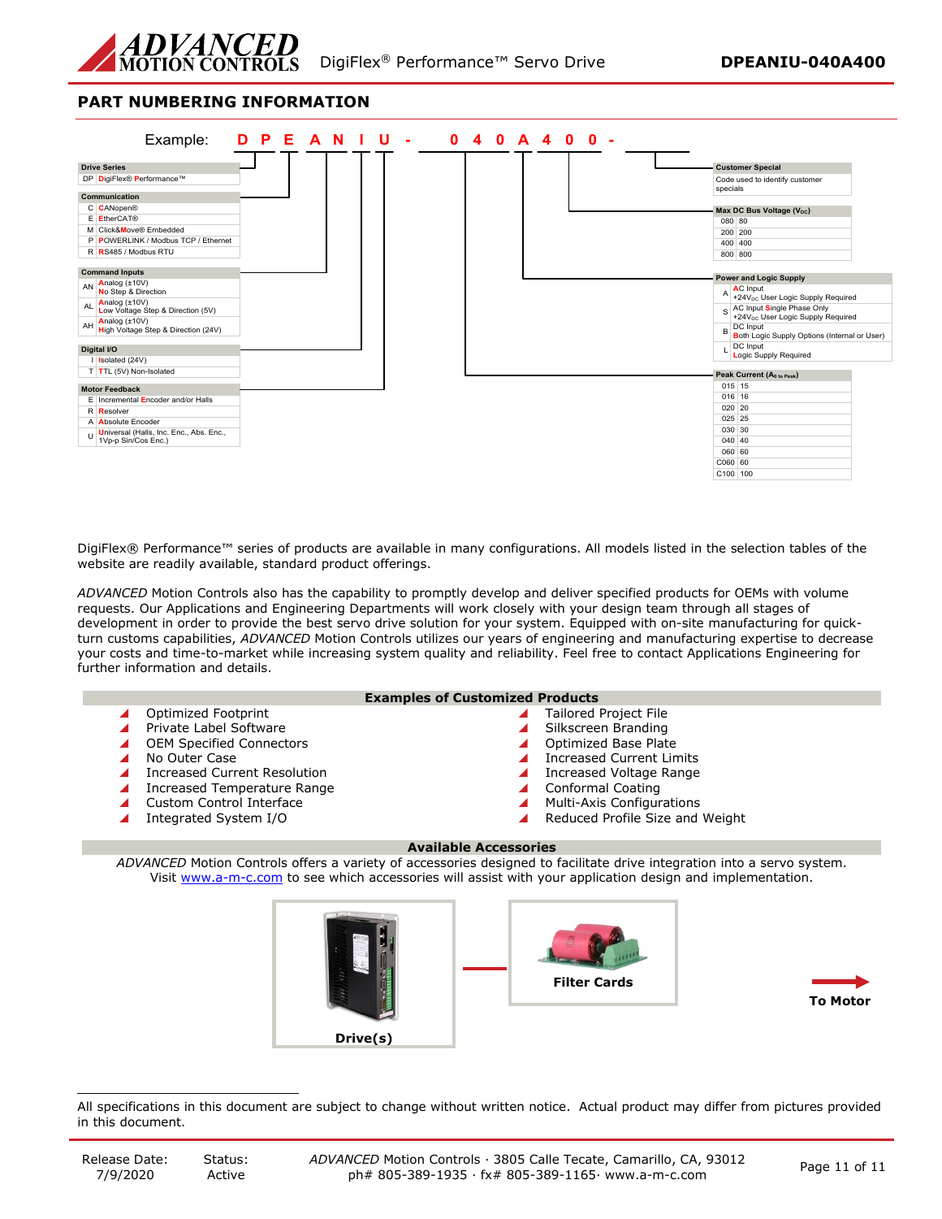## PART NUMBERING INFORMATION

Example: D P E A N I U - 0 4 0 A 4 0 0 -

**Drive Series**

| | |
|---|---|
| DP | DigiFlex® Performance™ |

**Communication**

| | |
|---|---|
| C | CANopen® |
| E | EtherCAT® |
| M | Click&Move® Embedded |
| P | POWERLINK / Modbus TCP / Ethernet |
| R | RS485 / Modbus RTU |

**Command Inputs**

| | |
|---|---|
| AN | Analog (±10V) No Step & Direction |
| AL | Analog (±10V) Low Voltage Step & Direction (5V) |
| AH | Analog (±10V) High Voltage Step & Direction (24V) |

**Digital I/O**

| | |
|---|---|
| I | Isolated (24V) |
| T | TTL (5V) Non-Isolated |

**Motor Feedback**

| | |
|---|---|
| E | Incremental Encoder and/or Halls |
| R | Resolver |
| A | Absolute Encoder |
| U | Universal (Halls, Inc. Enc., Abs. Enc., 1Vp-p Sin/Cos Enc.) |

**Customer Special**

Code used to identify customer specials

**Max DC Bus Voltage ($V_{DC}$)**

| | |
|---|---|
| 080 | 80 |
| 200 | 200 |
| 400 | 400 |
| 800 | 800 |

**Power and Logic Supply**

| | |
|---|---|
| A | AC Input +24$V_{DC}$ User Logic Supply Required |
| S | AC Input Single Phase Only +24$V_{DC}$ User Logic Supply Required |
| B | DC Input Both Logic Supply Options (Internal or User) |
| L | DC Input Logic Supply Required |

**Peak Current ($A_{0 \text{ to Peak}}$)**

| | |
|---|---|
| 015 | 15 |
| 016 | 16 |
| 020 | 20 |
| 025 | 25 |
| 030 | 30 |
| 040 | 40 |
| 060 | 60 |
| C060 | 60 |
| C100 | 100 |

DigiFlex® Performance™ series of products are available in many configurations. All models listed in the selection tables of the website are readily available, standard product offerings.

*ADVANCED* Motion Controls also has the capability to promptly develop and deliver specified products for OEMs with volume requests. Our Applications and Engineering Departments will work closely with your design team through all stages of development in order to provide the best servo drive solution for your system. Equipped with on-site manufacturing for quick-turn customs capabilities, *ADVANCED* Motion Controls utilizes our years of engineering and manufacturing expertise to decrease your costs and time-to-market while increasing system quality and reliability. Feel free to contact Applications Engineering for further information and details.

### Examples of Customized Products

- Optimized Footprint
- Private Label Software
- OEM Specified Connectors
- No Outer Case
- Increased Current Resolution
- Increased Temperature Range
- Custom Control Interface
- Integrated System I/O
- Tailored Project File
- Silkscreen Branding
- Optimized Base Plate
- Increased Current Limits
- Increased Voltage Range
- Conformal Coating
- Multi-Axis Configurations
- Reduced Profile Size and Weight

### Available Accessories

*ADVANCED* Motion Controls offers a variety of accessories designed to facilitate drive integration into a servo system. Visit www.a-m-c.com to see which accessories will assist with your application design and implementation.

Drive(s)

Filter Cards

To Motor

All specifications in this document are subject to change without written notice. Actual product may differ from pictures provided in this document.

Release Date: 7/9/2020 Status: Active

*ADVANCED* Motion Controls · 3805 Calle Tecate, Camarillo, CA, 93012
ph# 805-389-1935 · fx# 805-389-1165· www.a-m-c.com